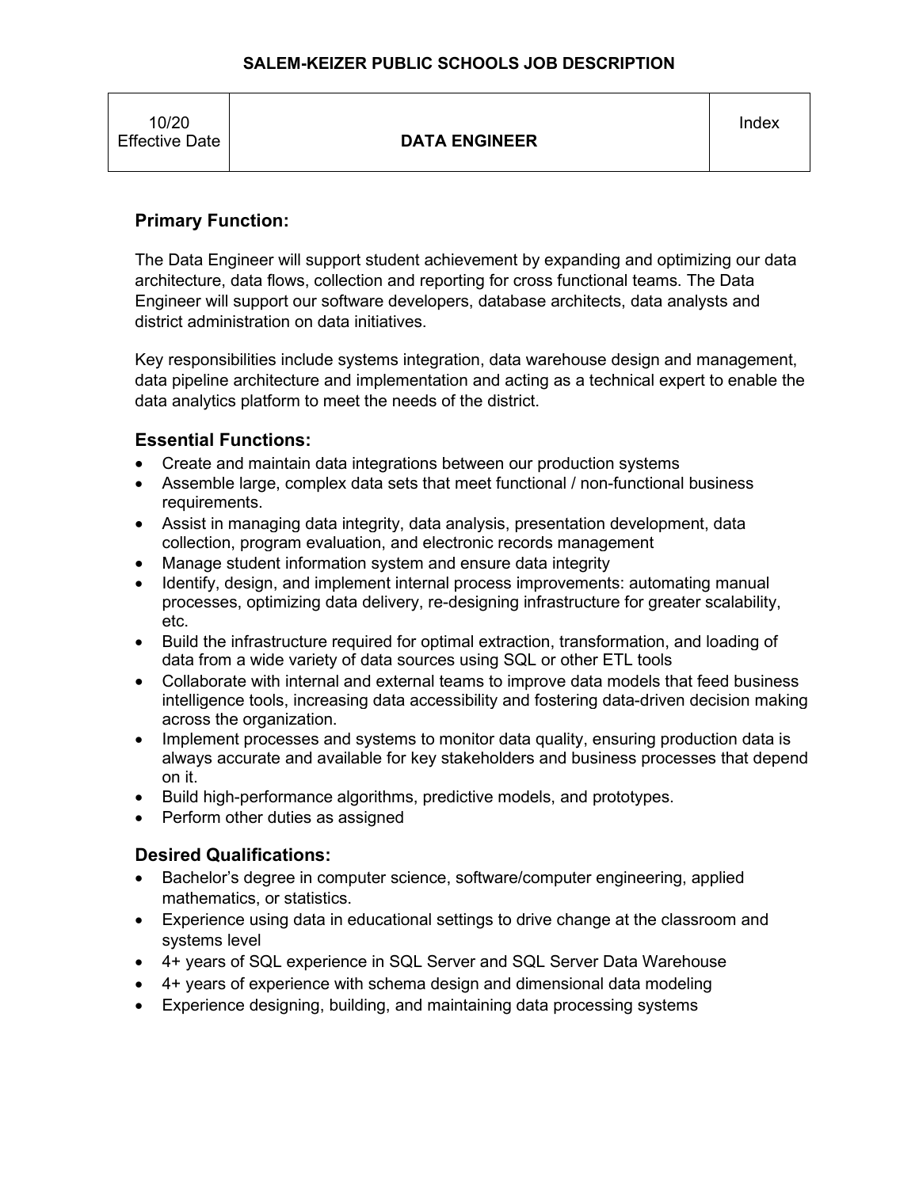**SALEM-KEIZER PUBLIC SCHOOLS JOB DESCRIPTION**

| 10/20 Effective Date | **DATA ENGINEER** | Index |
|---|---|---|

## Primary Function:

The Data Engineer will support student achievement by expanding and optimizing our data architecture, data flows, collection and reporting for cross functional teams. The Data Engineer will support our software developers, database architects, data analysts and district administration on data initiatives.

Key responsibilities include systems integration, data warehouse design and management, data pipeline architecture and implementation and acting as a technical expert to enable the data analytics platform to meet the needs of the district.

## Essential Functions:

- Create and maintain data integrations between our production systems
- Assemble large, complex data sets that meet functional / non-functional business requirements.
- Assist in managing data integrity, data analysis, presentation development, data collection, program evaluation, and electronic records management
- Manage student information system and ensure data integrity
- Identify, design, and implement internal process improvements: automating manual processes, optimizing data delivery, re-designing infrastructure for greater scalability, etc.
- Build the infrastructure required for optimal extraction, transformation, and loading of data from a wide variety of data sources using SQL or other ETL tools
- Collaborate with internal and external teams to improve data models that feed business intelligence tools, increasing data accessibility and fostering data-driven decision making across the organization.
- Implement processes and systems to monitor data quality, ensuring production data is always accurate and available for key stakeholders and business processes that depend on it.
- Build high-performance algorithms, predictive models, and prototypes.
- Perform other duties as assigned

## Desired Qualifications:

- Bachelor's degree in computer science, software/computer engineering, applied mathematics, or statistics.
- Experience using data in educational settings to drive change at the classroom and systems level
- 4+ years of SQL experience in SQL Server and SQL Server Data Warehouse
- 4+ years of experience with schema design and dimensional data modeling
- Experience designing, building, and maintaining data processing systems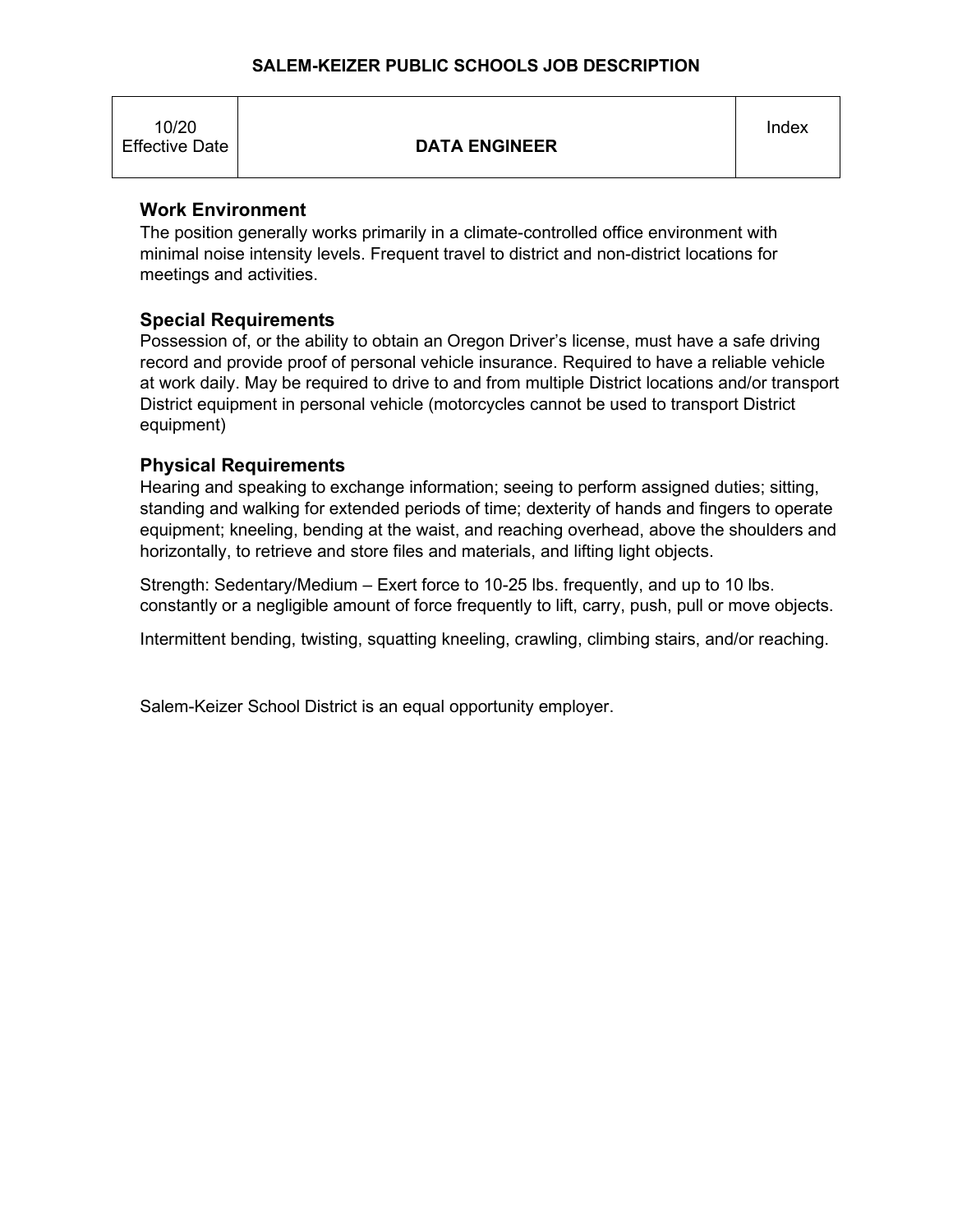**SALEM-KEIZER PUBLIC SCHOOLS JOB DESCRIPTION**

| | | |
|---|---|---|
| 10/20<br>Effective Date | **DATA ENGINEER** | Index |

### Work Environment

The position generally works primarily in a climate-controlled office environment with minimal noise intensity levels. Frequent travel to district and non-district locations for meetings and activities.

### Special Requirements

Possession of, or the ability to obtain an Oregon Driver's license, must have a safe driving record and provide proof of personal vehicle insurance. Required to have a reliable vehicle at work daily. May be required to drive to and from multiple District locations and/or transport District equipment in personal vehicle (motorcycles cannot be used to transport District equipment)

### Physical Requirements

Hearing and speaking to exchange information; seeing to perform assigned duties; sitting, standing and walking for extended periods of time; dexterity of hands and fingers to operate equipment; kneeling, bending at the waist, and reaching overhead, above the shoulders and horizontally, to retrieve and store files and materials, and lifting light objects.

Strength: Sedentary/Medium – Exert force to 10-25 lbs. frequently, and up to 10 lbs. constantly or a negligible amount of force frequently to lift, carry, push, pull or move objects.

Intermittent bending, twisting, squatting kneeling, crawling, climbing stairs, and/or reaching.

Salem-Keizer School District is an equal opportunity employer.